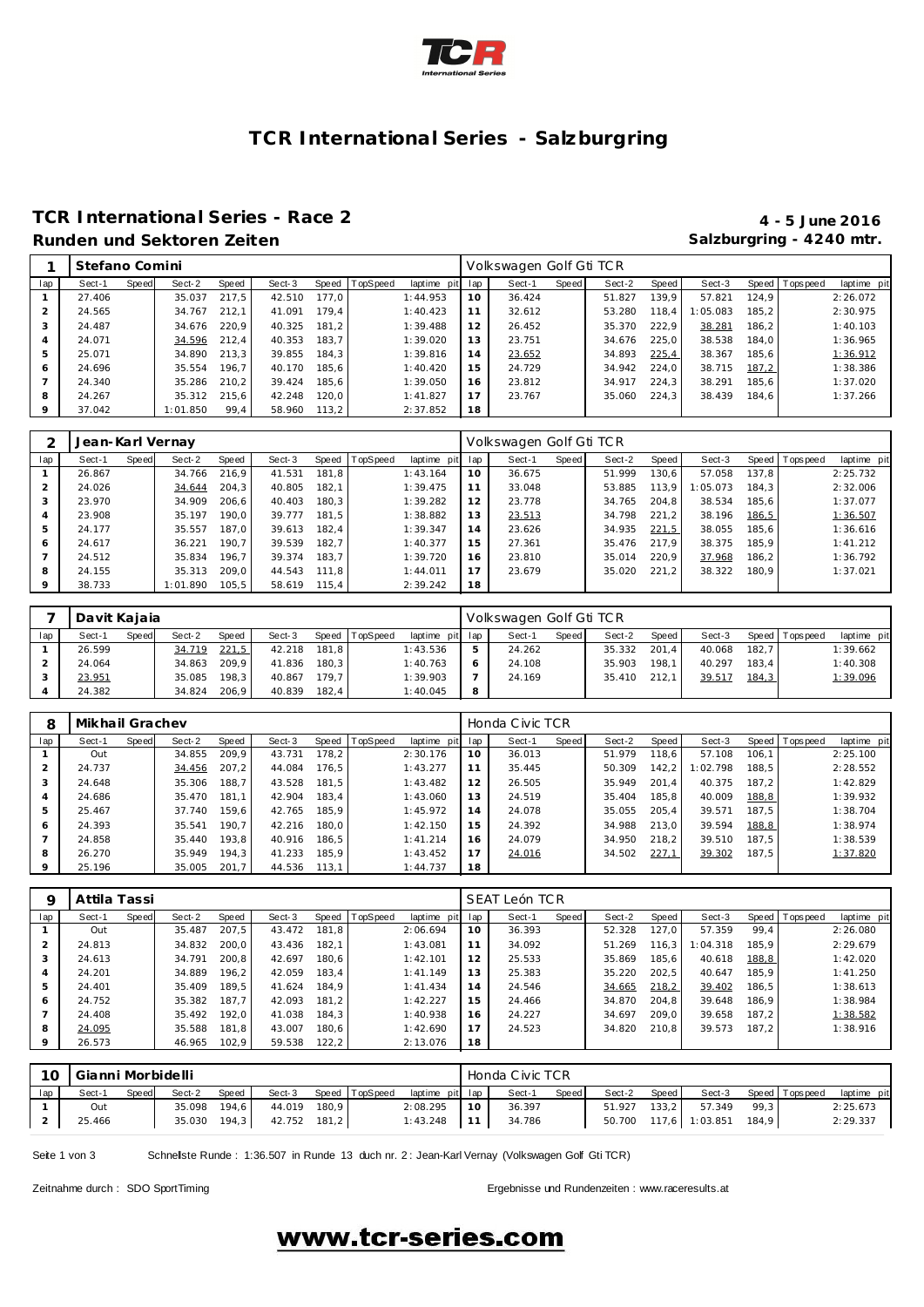# TCR International Series - Salzburgring

## TCR International Series - Race 2

**4 - 5 June 2016**

### Runden und Sektoren Zeiten

**Salzburgring - 4240 mtr.**

| 1 | Stefano Comini | | | | | | | | Volkswagen Golf Gti TCR | | | | | | | | | |
|---|---|---|---|---|---|---|---|---|---|---|---|---|---|---|---|---|---|---|
| lap | Sect-1 | Speed | Sect-2 | Speed | Sect-3 | Speed | TopSpeed | laptime pit | lap | Sect-1 | Speed | Sect-2 | Speed | Sect-3 | Speed | Topspeed | laptime pit |
| 1 | 27.406 | | 35.037 | 217,5 | 42.510 | 177,0 | | 1:44.953 | 10 | 36.424 | | 51.827 | 139,9 | 57.821 | 124,9 | | 2:26.072 |
| 2 | 24.565 | | 34.767 | 212,1 | 41.091 | 179,4 | | 1:40.423 | 11 | 32.612 | | 53.280 | 118,4 | 1:05.083 | 185,2 | | 2:30.975 |
| 3 | 24.487 | | 34.676 | 220,9 | 40.325 | 181,2 | | 1:39.488 | 12 | 26.452 | | 35.370 | 222,9 | 38.281 | 186,2 | | 1:40.103 |
| 4 | 24.071 | | 34.596 | 212,4 | 40.353 | 183,7 | | 1:39.020 | 13 | 23.751 | | 34.676 | 225,0 | 38.538 | 184,0 | | 1:36.965 |
| 5 | 25.071 | | 34.890 | 213,3 | 39.855 | 184,3 | | 1:39.816 | 14 | 23.652 | | 34.893 | 225,4 | 38.367 | 185,6 | | 1:36.912 |
| 6 | 24.696 | | 35.554 | 196,7 | 40.170 | 185,6 | | 1:40.420 | 15 | 24.729 | | 34.942 | 224,0 | 38.715 | 187,2 | | 1:38.386 |
| 7 | 24.340 | | 35.286 | 210,2 | 39.424 | 185,6 | | 1:39.050 | 16 | 23.812 | | 34.917 | 224,3 | 38.291 | 185,6 | | 1:37.020 |
| 8 | 24.267 | | 35.312 | 215,6 | 42.248 | 120,0 | | 1:41.827 | 17 | 23.767 | | 35.060 | 224,3 | 38.439 | 184,6 | | 1:37.266 |
| 9 | 37.042 | | 1:01.850 | 99,4 | 58.960 | 113,2 | | 2:37.852 | 18 | | | | | | | | |

| 2 | Jean-Karl Vernay | | | | | | | | Volkswagen Golf Gti TCR | | | | | | | | | |
|---|---|---|---|---|---|---|---|---|---|---|---|---|---|---|---|---|---|---|
| lap | Sect-1 | Speed | Sect-2 | Speed | Sect-3 | Speed | TopSpeed | laptime pit | lap | Sect-1 | Speed | Sect-2 | Speed | Sect-3 | Speed | Topspeed | laptime pit |
| 1 | 26.867 | | 34.766 | 216,9 | 41.531 | 181,8 | | 1:43.164 | 10 | 36.675 | | 51.999 | 130,6 | 57.058 | 137,8 | | 2:25.732 |
| 2 | 24.026 | | 34.644 | 204,3 | 40.805 | 182,1 | | 1:39.475 | 11 | 33.048 | | 53.885 | 113,9 | 1:05.073 | 184,3 | | 2:32.006 |
| 3 | 23.970 | | 34.909 | 206,6 | 40.403 | 180,3 | | 1:39.282 | 12 | 23.778 | | 34.765 | 204,8 | 38.534 | 185,6 | | 1:37.077 |
| 4 | 23.908 | | 35.197 | 190,0 | 39.777 | 181,5 | | 1:38.882 | 13 | 23.513 | | 34.798 | 221,2 | 38.196 | 186,5 | | 1:36.507 |
| 5 | 24.177 | | 35.557 | 187,0 | 39.613 | 182,4 | | 1:39.347 | 14 | 23.626 | | 34.935 | 221,5 | 38.055 | 185,6 | | 1:36.616 |
| 6 | 24.617 | | 36.221 | 190,7 | 39.539 | 182,7 | | 1:40.377 | 15 | 27.361 | | 35.476 | 217,9 | 38.375 | 185,9 | | 1:41.212 |
| 7 | 24.512 | | 35.834 | 196,7 | 39.374 | 183,7 | | 1:39.720 | 16 | 23.810 | | 35.014 | 220,9 | 37.968 | 186,2 | | 1:36.792 |
| 8 | 24.155 | | 35.313 | 209,0 | 44.543 | 111,8 | | 1:44.011 | 17 | 23.679 | | 35.020 | 221,2 | 38.322 | 180,9 | | 1:37.021 |
| 9 | 38.733 | | 1:01.890 | 105,5 | 58.619 | 115,4 | | 2:39.242 | 18 | | | | | | | | |

| 7 | Davit Kajaia | | | | | | | | Volkswagen Golf Gti TCR | | | | | | | | | |
|---|---|---|---|---|---|---|---|---|---|---|---|---|---|---|---|---|---|---|
| lap | Sect-1 | Speed | Sect-2 | Speed | Sect-3 | Speed | TopSpeed | laptime pit | lap | Sect-1 | Speed | Sect-2 | Speed | Sect-3 | Speed | Topspeed | laptime pit |
| 1 | 26.599 | | 34.719 | 221,5 | 42.218 | 181,8 | | 1:43.536 | 5 | 24.262 | | 35.332 | 201,4 | 40.068 | 182,7 | | 1:39.662 |
| 2 | 24.064 | | 34.863 | 209,9 | 41.836 | 180,3 | | 1:40.763 | 6 | 24.108 | | 35.903 | 198,1 | 40.297 | 183,4 | | 1:40.308 |
| 3 | 23.951 | | 35.085 | 198,3 | 40.867 | 179,7 | | 1:39.903 | 7 | 24.169 | | 35.410 | 212,1 | 39.517 | 184,3 | | 1:39.096 |
| 4 | 24.382 | | 34.824 | 206,9 | 40.839 | 182,4 | | 1:40.045 | 8 | | | | | | | | |

| 8 | Mikhail Grachev | | | | | | | | Honda Civic TCR | | | | | | | | | |
|---|---|---|---|---|---|---|---|---|---|---|---|---|---|---|---|---|---|---|
| lap | Sect-1 | Speed | Sect-2 | Speed | Sect-3 | Speed | TopSpeed | laptime pit | lap | Sect-1 | Speed | Sect-2 | Speed | Sect-3 | Speed | Topspeed | laptime pit |
| 1 | Out | | 34.855 | 209,9 | 43.731 | 178,2 | | 2:30.176 | 10 | 36.013 | | 51.979 | 118,6 | 57.108 | 106,1 | | 2:25.100 |
| 2 | 24.737 | | 34.456 | 207,2 | 44.084 | 176,5 | | 1:43.277 | 11 | 35.445 | | 50.309 | 142,2 | 1:02.798 | 188,5 | | 2:28.552 |
| 3 | 24.648 | | 35.306 | 188,7 | 43.528 | 181,5 | | 1:43.482 | 12 | 26.505 | | 35.949 | 201,4 | 40.375 | 187,2 | | 1:42.829 |
| 4 | 24.686 | | 35.470 | 181,1 | 42.904 | 183,4 | | 1:43.060 | 13 | 24.519 | | 35.404 | 185,8 | 40.009 | 188,8 | | 1:39.932 |
| 5 | 25.467 | | 37.740 | 159,6 | 42.765 | 185,9 | | 1:45.972 | 14 | 24.078 | | 35.055 | 205,4 | 39.571 | 187,5 | | 1:38.704 |
| 6 | 24.393 | | 35.541 | 190,7 | 42.216 | 180,0 | | 1:42.150 | 15 | 24.392 | | 34.988 | 213,0 | 39.594 | 188,8 | | 1:38.974 |
| 7 | 24.858 | | 35.440 | 193,8 | 40.916 | 186,5 | | 1:41.214 | 16 | 24.079 | | 34.950 | 218,2 | 39.510 | 187,5 | | 1:38.539 |
| 8 | 26.270 | | 35.949 | 194,3 | 41.233 | 185,9 | | 1:43.452 | 17 | 24.016 | | 34.502 | 227,1 | 39.302 | 187,5 | | 1:37.820 |
| 9 | 25.196 | | 35.005 | 201,7 | 44.536 | 113,1 | | 1:44.737 | 18 | | | | | | | | |

| 9 | Attila Tassi | | | | | | | | SEAT León TCR | | | | | | | | | |
|---|---|---|---|---|---|---|---|---|---|---|---|---|---|---|---|---|---|---|
| lap | Sect-1 | Speed | Sect-2 | Speed | Sect-3 | Speed | TopSpeed | laptime pit | lap | Sect-1 | Speed | Sect-2 | Speed | Sect-3 | Speed | Topspeed | laptime pit |
| 1 | Out | | 35.487 | 207,5 | 43.472 | 181,8 | | 2:06.694 | 10 | 36.393 | | 52.328 | 127,0 | 57.359 | 99,4 | | 2:26.080 |
| 2 | 24.813 | | 34.832 | 200,0 | 43.436 | 182,1 | | 1:43.081 | 11 | 34.092 | | 51.269 | 116,3 | 1:04.318 | 185,9 | | 2:29.679 |
| 3 | 24.613 | | 34.791 | 200,8 | 42.697 | 180,6 | | 1:42.101 | 12 | 25.533 | | 35.869 | 185,6 | 40.618 | 188,8 | | 1:42.020 |
| 4 | 24.201 | | 34.889 | 196,2 | 42.059 | 183,4 | | 1:41.149 | 13 | 25.383 | | 35.220 | 202,5 | 40.647 | 185,9 | | 1:41.250 |
| 5 | 24.401 | | 35.409 | 189,5 | 41.624 | 184,9 | | 1:41.434 | 14 | 24.546 | | 34.665 | 218,2 | 39.402 | 186,5 | | 1:38.613 |
| 6 | 24.752 | | 35.382 | 187,7 | 42.093 | 181,2 | | 1:42.227 | 15 | 24.466 | | 34.870 | 204,8 | 39.648 | 186,9 | | 1:38.984 |
| 7 | 24.408 | | 35.492 | 192,0 | 41.038 | 184,3 | | 1:40.938 | 16 | 24.227 | | 34.697 | 209,0 | 39.658 | 187,2 | | 1:38.582 |
| 8 | 24.095 | | 35.588 | 181,8 | 43.007 | 180,6 | | 1:42.690 | 17 | 24.523 | | 34.820 | 210,8 | 39.573 | 187,2 | | 1:38.916 |
| 9 | 26.573 | | 46.965 | 102,9 | 59.538 | 122,2 | | 2:13.076 | 18 | | | | | | | | |

| 10 | Gianni Morbidelli | | | | | | | | Honda Civic TCR | | | | | | | | | |
|---|---|---|---|---|---|---|---|---|---|---|---|---|---|---|---|---|---|---|
| lap | Sect-1 | Speed | Sect-2 | Speed | Sect-3 | Speed | TopSpeed | laptime pit | lap | Sect-1 | Speed | Sect-2 | Speed | Sect-3 | Speed | Topspeed | laptime pit |
| 1 | Out | | 35.098 | 194,6 | 44.019 | 180,9 | | 2:08.295 | 10 | 36.397 | | 51.927 | 133,2 | 57.349 | 99,3 | | 2:25.673 |
| 2 | 25.466 | | 35.030 | 194,3 | 42.752 | 181,2 | | 1:43.248 | 11 | 34.786 | | 50.700 | 117,6 | 1:03.851 | 184,9 | | 2:29.337 |

Schnellste Runde : 1:36.507 in Runde 13 duch nr. 2 : Jean-Karl Vernay (Volkswagen Golf Gti TCR)

Zeitnahme durch : SDO SportTiming

Ergebnisse und Rundenzeiten : www.raceresults.at

www.tcr-series.com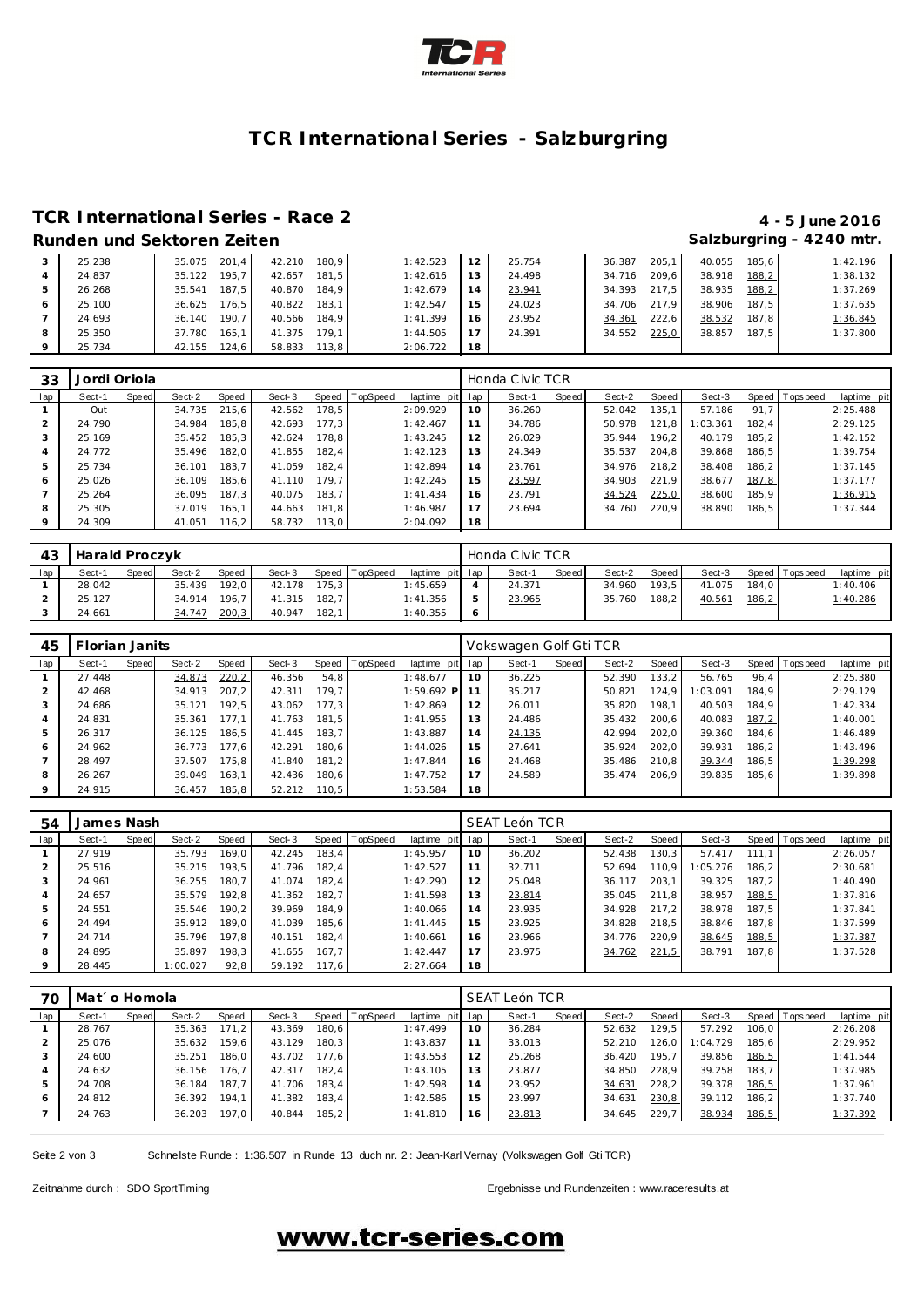# TCR International Series - Salzburgring

## TCR International Series - Race 2

**4 - 5 June 2016**

### Runden und Sektoren Zeiten

**Salzburgring - 4240 mtr.**

| lap | Sect-1 | Speed | Sect-2 | Speed | Sect-3 | Speed | TopSpeed | laptime pit | lap | Sect-1 | Speed | Sect-2 | Speed | Sect-3 | Speed | Topspeed | laptime pit |
|---|---|---|---|---|---|---|---|---|---|---|---|---|---|---|---|---|---|
| 3 | 25.238 | | 35.075 | 201,4 | 42.210 | 180,9 | | 1:42.523 | 12 | 25.754 | | 36.387 | 205,1 | 40.055 | 185,6 | | 1:42.196 |
| 4 | 24.837 | | 35.122 | 195,7 | 42.657 | 181,5 | | 1:42.616 | 13 | 24.498 | | 34.716 | 209,6 | 38.918 | 188,2 | | 1:38.132 |
| 5 | 26.268 | | 35.541 | 187,5 | 40.870 | 184,9 | | 1:42.679 | 14 | 23.941 | | 34.393 | 217,5 | 38.935 | 188,2 | | 1:37.269 |
| 6 | 25.100 | | 36.625 | 176,5 | 40.822 | 183,1 | | 1:42.547 | 15 | 24.023 | | 34.706 | 217,9 | 38.906 | 187,5 | | 1:37.635 |
| 7 | 24.693 | | 36.140 | 190,7 | 40.566 | 184,9 | | 1:41.399 | 16 | 23.952 | | 34.361 | 222,6 | 38.532 | 187,8 | | 1:36.845 |
| 8 | 25.350 | | 37.780 | 165,1 | 41.375 | 179,1 | | 1:44.505 | 17 | 24.391 | | 34.552 | 225,0 | 38.857 | 187,5 | | 1:37.800 |
| 9 | 25.734 | | 42.155 | 124,6 | 58.833 | 113,8 | | 2:06.722 | 18 | | | | | | | | |

**33 Jordi Oriola** — Honda Civic TCR

| lap | Sect-1 | Speed | Sect-2 | Speed | Sect-3 | Speed | TopSpeed | laptime pit | lap | Sect-1 | Speed | Sect-2 | Speed | Sect-3 | Speed | Topspeed | laptime pit |
|---|---|---|---|---|---|---|---|---|---|---|---|---|---|---|---|---|---|
| 1 | Out | | 34.735 | 215,6 | 42.562 | 178,5 | | 2:09.929 | 10 | 36.260 | | 52.042 | 135,1 | 57.186 | 91,7 | | 2:25.488 |
| 2 | 24.790 | | 34.984 | 185,8 | 42.693 | 177,3 | | 1:42.467 | 11 | 34.786 | | 50.978 | 121,8 | 1:03.361 | 182,4 | | 2:29.125 |
| 3 | 25.169 | | 35.452 | 185,3 | 42.624 | 178,8 | | 1:43.245 | 12 | 26.029 | | 35.944 | 196,2 | 40.179 | 185,2 | | 1:42.152 |
| 4 | 24.772 | | 35.496 | 182,0 | 41.855 | 182,4 | | 1:42.123 | 13 | 24.349 | | 35.537 | 204,8 | 39.868 | 186,5 | | 1:39.754 |
| 5 | 25.734 | | 36.101 | 183,7 | 41.059 | 182,4 | | 1:42.894 | 14 | 23.761 | | 34.976 | 218,2 | 38.408 | 186,2 | | 1:37.145 |
| 6 | 25.026 | | 36.109 | 185,6 | 41.110 | 179,7 | | 1:42.245 | 15 | 23.597 | | 34.903 | 221,9 | 38.677 | 187,8 | | 1:37.177 |
| 7 | 25.264 | | 36.095 | 187,3 | 40.075 | 183,7 | | 1:41.434 | 16 | 23.791 | | 34.524 | 225,0 | 38.600 | 185,9 | | 1:36.915 |
| 8 | 25.305 | | 37.019 | 165,1 | 44.663 | 181,8 | | 1:46.987 | 17 | 23.694 | | 34.760 | 220,9 | 38.890 | 186,5 | | 1:37.344 |
| 9 | 24.309 | | 41.051 | 116,2 | 58.732 | 113,0 | | 2:04.092 | 18 | | | | | | | | |

**43 Harald Proczyk** — Honda Civic TCR

| lap | Sect-1 | Speed | Sect-2 | Speed | Sect-3 | Speed | TopSpeed | laptime pit | lap | Sect-1 | Speed | Sect-2 | Speed | Sect-3 | Speed | Topspeed | laptime pit |
|---|---|---|---|---|---|---|---|---|---|---|---|---|---|---|---|---|---|
| 1 | 28.042 | | 35.439 | 192,0 | 42.178 | 175,3 | | 1:45.659 | 4 | 24.371 | | 34.960 | 193,5 | 41.075 | 184,0 | | 1:40.406 |
| 2 | 25.127 | | 34.914 | 196,7 | 41.315 | 182,7 | | 1:41.356 | 5 | 23.965 | | 35.760 | 188,2 | 40.561 | 186,2 | | 1:40.286 |
| 3 | 24.661 | | 34.747 | 200,3 | 40.947 | 182,1 | | 1:40.355 | 6 | | | | | | | | |

**45 Florian Janits** — Vokswagen Golf Gti TCR

| lap | Sect-1 | Speed | Sect-2 | Speed | Sect-3 | Speed | TopSpeed | laptime pit | lap | Sect-1 | Speed | Sect-2 | Speed | Sect-3 | Speed | Topspeed | laptime pit |
|---|---|---|---|---|---|---|---|---|---|---|---|---|---|---|---|---|---|
| 1 | 27.448 | | 34.873 | 220,2 | 46.356 | 54,8 | | 1:48.677 | 10 | 36.225 | | 52.390 | 133,2 | 56.765 | 96,4 | | 2:25.380 |
| 2 | 42.468 | | 34.913 | 207,2 | 42.311 | 179,7 | | 1:59.692 P | 11 | 35.217 | | 50.821 | 124,9 | 1:03.091 | 184,9 | | 2:29.129 |
| 3 | 24.686 | | 35.121 | 192,5 | 43.062 | 177,3 | | 1:42.869 | 12 | 26.011 | | 35.820 | 198,1 | 40.503 | 184,9 | | 1:42.334 |
| 4 | 24.831 | | 35.361 | 177,1 | 41.763 | 181,5 | | 1:41.955 | 13 | 24.486 | | 35.432 | 200,6 | 40.083 | 187,2 | | 1:40.001 |
| 5 | 26.317 | | 36.125 | 186,5 | 41.445 | 183,7 | | 1:43.887 | 14 | 24.135 | | 42.994 | 202,0 | 39.360 | 184,6 | | 1:46.489 |
| 6 | 24.962 | | 36.773 | 177,6 | 42.291 | 180,6 | | 1:44.026 | 15 | 27.641 | | 35.924 | 202,0 | 39.931 | 186,2 | | 1:43.496 |
| 7 | 28.497 | | 37.507 | 175,8 | 41.840 | 181,2 | | 1:47.844 | 16 | 24.468 | | 35.486 | 210,8 | 39.344 | 186,5 | | 1:39.298 |
| 8 | 26.267 | | 39.049 | 163,1 | 42.436 | 180,6 | | 1:47.752 | 17 | 24.589 | | 35.474 | 206,9 | 39.835 | 185,6 | | 1:39.898 |
| 9 | 24.915 | | 36.457 | 185,8 | 52.212 | 110,5 | | 1:53.584 | 18 | | | | | | | | |

**54 James Nash** — SEAT León TCR

| lap | Sect-1 | Speed | Sect-2 | Speed | Sect-3 | Speed | TopSpeed | laptime pit | lap | Sect-1 | Speed | Sect-2 | Speed | Sect-3 | Speed | Topspeed | laptime pit |
|---|---|---|---|---|---|---|---|---|---|---|---|---|---|---|---|---|---|
| 1 | 27.919 | | 35.793 | 169,0 | 42.245 | 183,4 | | 1:45.957 | 10 | 36.202 | | 52.438 | 130,3 | 57.417 | 111,1 | | 2:26.057 |
| 2 | 25.516 | | 35.215 | 193,5 | 41.796 | 182,4 | | 1:42.527 | 11 | 32.711 | | 52.694 | 110,9 | 1:05.276 | 186,2 | | 2:30.681 |
| 3 | 24.961 | | 36.255 | 180,7 | 41.074 | 182,4 | | 1:42.290 | 12 | 25.048 | | 36.117 | 203,1 | 39.325 | 187,2 | | 1:40.490 |
| 4 | 24.657 | | 35.579 | 192,8 | 41.362 | 182,7 | | 1:41.598 | 13 | 23.814 | | 35.045 | 211,8 | 38.957 | 188,5 | | 1:37.816 |
| 5 | 24.551 | | 35.546 | 190,2 | 39.969 | 184,9 | | 1:40.066 | 14 | 23.935 | | 34.928 | 217,2 | 38.978 | 187,5 | | 1:37.841 |
| 6 | 24.494 | | 35.912 | 189,0 | 41.039 | 185,6 | | 1:41.445 | 15 | 23.925 | | 34.828 | 218,5 | 38.846 | 187,8 | | 1:37.599 |
| 7 | 24.714 | | 35.796 | 197,8 | 40.151 | 182,4 | | 1:40.661 | 16 | 23.966 | | 34.776 | 220,9 | 38.645 | 188,5 | | 1:37.387 |
| 8 | 24.895 | | 35.897 | 198,3 | 41.655 | 167,7 | | 1:42.447 | 17 | 23.975 | | 34.762 | 221,5 | 38.791 | 187,8 | | 1:37.528 |
| 9 | 28.445 | | 1:00.027 | 92,8 | 59.192 | 117,6 | | 2:27.664 | 18 | | | | | | | | |

**70 Mat´o Homola** — SEAT León TCR

| lap | Sect-1 | Speed | Sect-2 | Speed | Sect-3 | Speed | TopSpeed | laptime pit | lap | Sect-1 | Speed | Sect-2 | Speed | Sect-3 | Speed | Topspeed | laptime pit |
|---|---|---|---|---|---|---|---|---|---|---|---|---|---|---|---|---|---|
| 1 | 28.767 | | 35.363 | 171,2 | 43.369 | 180,6 | | 1:47.499 | 10 | 36.284 | | 52.632 | 129,5 | 57.292 | 106,0 | | 2:26.208 |
| 2 | 25.076 | | 35.632 | 159,6 | 43.129 | 180,3 | | 1:43.837 | 11 | 33.013 | | 52.210 | 126,0 | 1:04.729 | 185,6 | | 2:29.952 |
| 3 | 24.600 | | 35.251 | 186,0 | 43.702 | 177,6 | | 1:43.553 | 12 | 25.268 | | 36.420 | 195,7 | 39.856 | 186,5 | | 1:41.544 |
| 4 | 24.632 | | 36.156 | 176,7 | 42.317 | 182,4 | | 1:43.105 | 13 | 23.877 | | 34.850 | 228,9 | 39.258 | 183,7 | | 1:37.985 |
| 5 | 24.708 | | 36.184 | 187,7 | 41.706 | 183,4 | | 1:42.598 | 14 | 23.952 | | 34.631 | 228,2 | 39.378 | 186,5 | | 1:37.961 |
| 6 | 24.812 | | 36.392 | 194,1 | 41.382 | 183,4 | | 1:42.586 | 15 | 23.997 | | 34.631 | 230,8 | 39.112 | 186,2 | | 1:37.740 |
| 7 | 24.763 | | 36.203 | 197,0 | 40.844 | 185,2 | | 1:41.810 | 16 | 23.813 | | 34.645 | 229,7 | 38.934 | 186,5 | | 1:37.392 |

Schnellste Runde : 1:36.507 in Runde 13 duch nr. 2 : Jean-Karl Vernay (Volkswagen Golf Gti TCR)

Zeitnahme durch : SDO SportTiming

Ergebnisse und Rundenzeiten : www.raceresults.at

www.tcr-series.com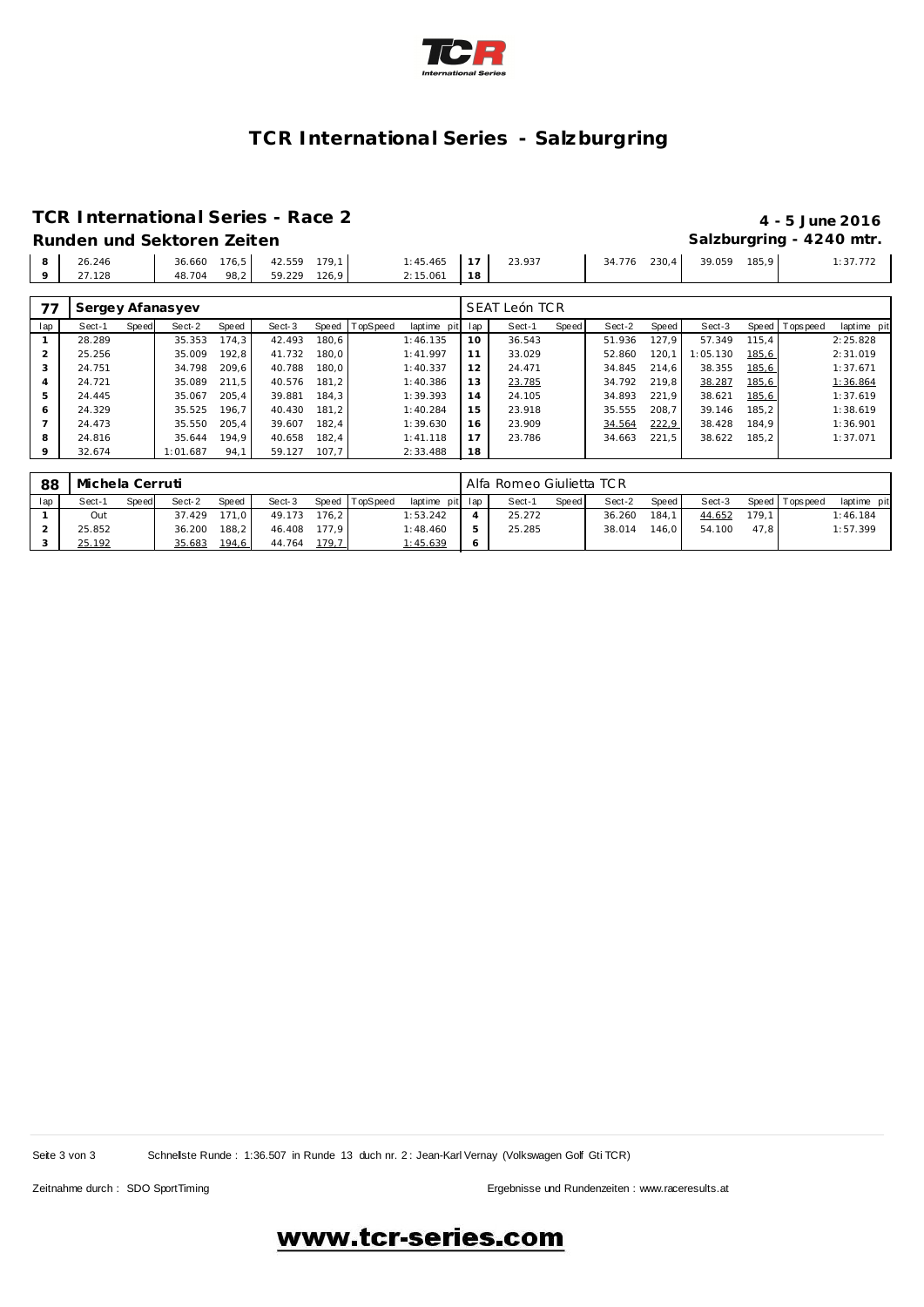# TCR International Series - Salzburgring

## TCR International Series - Race 2

**4 - 5 June 2016**

### Runden und Sektoren Zeiten

**Salzburgring - 4240 mtr.**

| lap | Sect-1 | Speed | Sect-2 | Speed | Sect-3 | Speed | TopSpeed | laptime pit | lap | Sect-1 | Speed | Sect-2 | Speed | Sect-3 | Speed | Topspeed | laptime pit |
|---|---|---|---|---|---|---|---|---|---|---|---|---|---|---|---|---|---|
| 8 | 26.246 | | 36.660 | 176,5 | 42.559 | 179,1 | | 1:45.465 | 17 | 23.937 | | 34.776 | 230,4 | 39.059 | 185,9 | | 1:37.772 |
| 9 | 27.128 | | 48.704 | 98,2 | 59.229 | 126,9 | | 2:15.061 | 18 | | | | | | | | |

**77 Sergey Afanasyev — SEAT León TCR**

| lap | Sect-1 | Speed | Sect-2 | Speed | Sect-3 | Speed | TopSpeed | laptime pit | lap | Sect-1 | Speed | Sect-2 | Speed | Sect-3 | Speed | Topspeed | laptime pit |
|---|---|---|---|---|---|---|---|---|---|---|---|---|---|---|---|---|---|
| 1 | 28.289 | | 35.353 | 174,3 | 42.493 | 180,6 | | 1:46.135 | 10 | 36.543 | | 51.936 | 127,9 | 57.349 | 115,4 | | 2:25.828 |
| 2 | 25.256 | | 35.009 | 192,8 | 41.732 | 180,0 | | 1:41.997 | 11 | 33.029 | | 52.860 | 120,1 | 1:05.130 | 185,6 | | 2:31.019 |
| 3 | 24.751 | | 34.798 | 209,6 | 40.788 | 180,0 | | 1:40.337 | 12 | 24.471 | | 34.845 | 214,6 | 38.355 | 185,6 | | 1:37.671 |
| 4 | 24.721 | | 35.089 | 211,5 | 40.576 | 181,2 | | 1:40.386 | 13 | 23.785 | | 34.792 | 219,8 | 38.287 | 185,6 | | 1:36.864 |
| 5 | 24.445 | | 35.067 | 205,4 | 39.881 | 184,3 | | 1:39.393 | 14 | 24.105 | | 34.893 | 221,9 | 38.621 | 185,6 | | 1:37.619 |
| 6 | 24.329 | | 35.525 | 196,7 | 40.430 | 181,2 | | 1:40.284 | 15 | 23.918 | | 35.555 | 208,7 | 39.146 | 185,2 | | 1:38.619 |
| 7 | 24.473 | | 35.550 | 205,4 | 39.607 | 182,4 | | 1:39.630 | 16 | 23.909 | | 34.564 | 222,9 | 38.428 | 184,9 | | 1:36.901 |
| 8 | 24.816 | | 35.644 | 194,9 | 40.658 | 182,4 | | 1:41.118 | 17 | 23.786 | | 34.663 | 221,5 | 38.622 | 185,2 | | 1:37.071 |
| 9 | 32.674 | | 1:01.687 | 94,1 | 59.127 | 107,7 | | 2:33.488 | 18 | | | | | | | | |

**88 Michela Cerruti — Alfa Romeo Giulietta TCR**

| lap | Sect-1 | Speed | Sect-2 | Speed | Sect-3 | Speed | TopSpeed | laptime pit | lap | Sect-1 | Speed | Sect-2 | Speed | Sect-3 | Speed | Topspeed | laptime pit |
|---|---|---|---|---|---|---|---|---|---|---|---|---|---|---|---|---|---|
| 1 | Out | | 37.429 | 171,0 | 49.173 | 176,2 | | 1:53.242 | 4 | 25.272 | | 36.260 | 184,1 | 44.652 | 179,1 | | 1:46.184 |
| 2 | 25.852 | | 36.200 | 188,2 | 46.408 | 177,9 | | 1:48.460 | 5 | 25.285 | | 38.014 | 146,0 | 54.100 | 47,8 | | 1:57.399 |
| 3 | 25.192 | | 35.683 | 194,6 | 44.764 | 179,7 | | 1:45.639 | 6 | | | | | | | | |

Schnellste Runde : 1:36.507 in Runde 13 duch nr. 2 : Jean-Karl Vernay (Volkswagen Golf Gti TCR)

Zeitnahme durch : SDO SportTiming

Ergebnisse und Rundenzeiten : www.raceresults.at

www.tcr-series.com